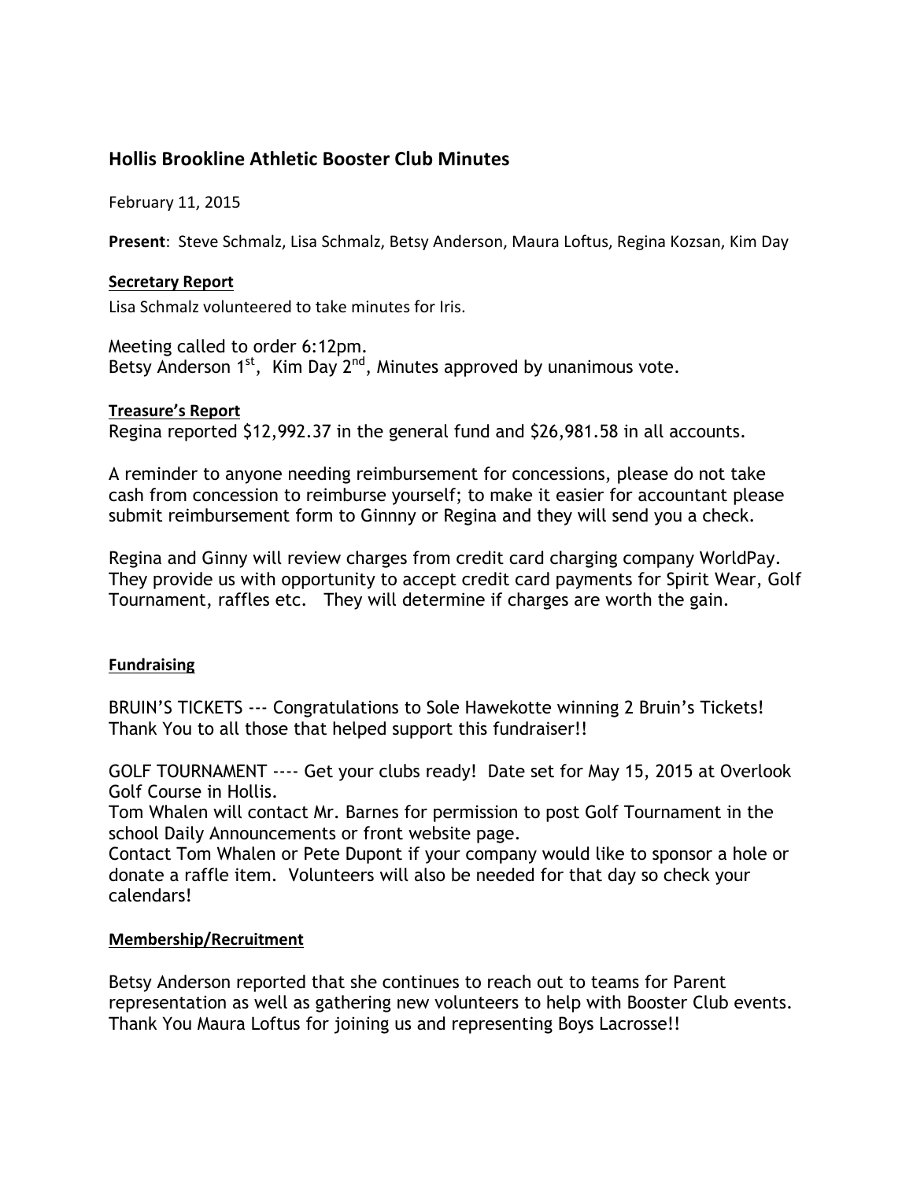## Hollis Brookline Athletic Booster Club Minutes

February 11, 2015

**Present**: Steve Schmalz, Lisa Schmalz, Betsy Anderson, Maura Loftus, Regina Kozsan, Kim Day

**Secretary Report**

Lisa Schmalz volunteered to take minutes for Iris.

Meeting called to order 6:12pm.
Betsy Anderson 1st, Kim Day 2nd, Minutes approved by unanimous vote.

**Treasure's Report**

Regina reported $12,992.37 in the general fund and $26,981.58 in all accounts.

A reminder to anyone needing reimbursement for concessions, please do not take cash from concession to reimburse yourself; to make it easier for accountant please submit reimbursement form to Ginnny or Regina and they will send you a check.

Regina and Ginny will review charges from credit card charging company WorldPay. They provide us with opportunity to accept credit card payments for Spirit Wear, Golf Tournament, raffles etc. They will determine if charges are worth the gain.

**Fundraising**

BRUIN'S TICKETS --- Congratulations to Sole Hawekotte winning 2 Bruin's Tickets! Thank You to all those that helped support this fundraiser!!

GOLF TOURNAMENT ---- Get your clubs ready! Date set for May 15, 2015 at Overlook Golf Course in Hollis.
Tom Whalen will contact Mr. Barnes for permission to post Golf Tournament in the school Daily Announcements or front website page.
Contact Tom Whalen or Pete Dupont if your company would like to sponsor a hole or donate a raffle item. Volunteers will also be needed for that day so check your calendars!

**Membership/Recruitment**

Betsy Anderson reported that she continues to reach out to teams for Parent representation as well as gathering new volunteers to help with Booster Club events. Thank You Maura Loftus for joining us and representing Boys Lacrosse!!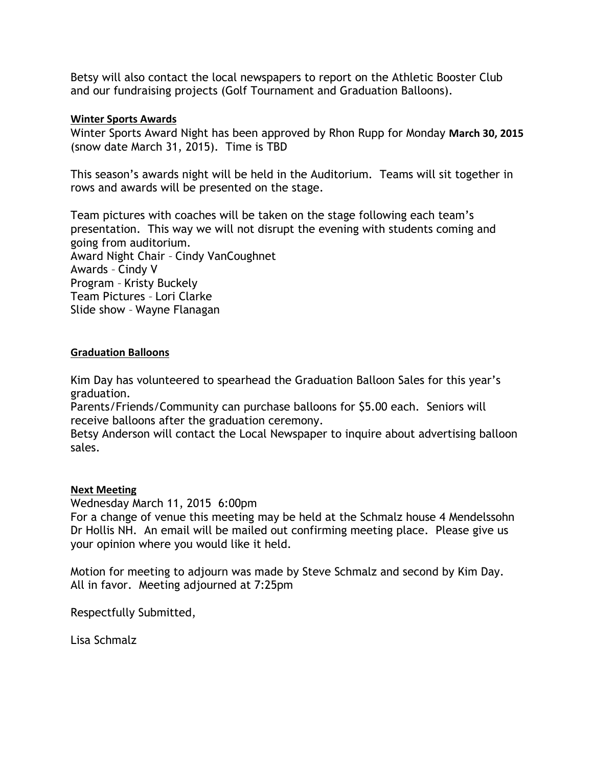Betsy will also contact the local newspapers to report on the Athletic Booster Club and our fundraising projects (Golf Tournament and Graduation Balloons).

**Winter Sports Awards**

Winter Sports Award Night has been approved by Rhon Rupp for Monday **March 30, 2015** (snow date March 31, 2015). Time is TBD

This season's awards night will be held in the Auditorium. Teams will sit together in rows and awards will be presented on the stage.

Team pictures with coaches will be taken on the stage following each team's presentation. This way we will not disrupt the evening with students coming and going from auditorium.
Award Night Chair – Cindy VanCoughnet
Awards – Cindy V
Program – Kristy Buckely
Team Pictures – Lori Clarke
Slide show – Wayne Flanagan

**Graduation Balloons**

Kim Day has volunteered to spearhead the Graduation Balloon Sales for this year's graduation.
Parents/Friends/Community can purchase balloons for $5.00 each. Seniors will receive balloons after the graduation ceremony.
Betsy Anderson will contact the Local Newspaper to inquire about advertising balloon sales.

**Next Meeting**

Wednesday March 11, 2015 6:00pm
For a change of venue this meeting may be held at the Schmalz house 4 Mendelssohn Dr Hollis NH. An email will be mailed out confirming meeting place. Please give us your opinion where you would like it held.

Motion for meeting to adjourn was made by Steve Schmalz and second by Kim Day. All in favor. Meeting adjourned at 7:25pm

Respectfully Submitted,

Lisa Schmalz